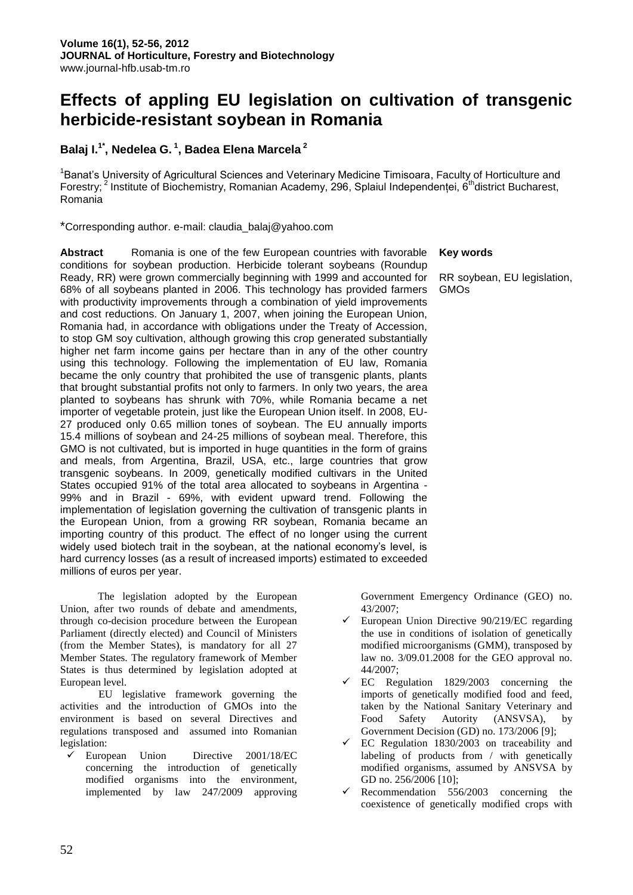# Effects of appling EU legislation on cultivation of transgenic herbicide-resistant soybean in Romania

**Balaj I.[1*], Nedelea G.[1], Badea Elena Marcela[2]**

[1]Banat's University of Agricultural Sciences and Veterinary Medicine Timisoara, Faculty of Horticulture and Forestry; [2] Institute of Biochemistry, Romanian Academy, 296, Splaiul Independenței, 6th district Bucharest, Romania

*Corresponding author. e-mail: claudia_balaj@yahoo.com

**Abstract** Romania is one of the few European countries with favorable conditions for soybean production. Herbicide tolerant soybeans (Roundup Ready, RR) were grown commercially beginning with 1999 and accounted for 68% of all soybeans planted in 2006. This technology has provided farmers with productivity improvements through a combination of yield improvements and cost reductions. On January 1, 2007, when joining the European Union, Romania had, in accordance with obligations under the Treaty of Accession, to stop GM soy cultivation, although growing this crop generated substantially higher net farm income gains per hectare than in any of the other country using this technology. Following the implementation of EU law, Romania became the only country that prohibited the use of transgenic plants, plants that brought substantial profits not only to farmers. In only two years, the area planted to soybeans has shrunk with 70%, while Romania became a net importer of vegetable protein, just like the European Union itself. In 2008, EU-27 produced only 0.65 million tones of soybean. The EU annually imports 15.4 millions of soybean and 24-25 millions of soybean meal. Therefore, this GMO is not cultivated, but is imported in huge quantities in the form of grains and meals, from Argentina, Brazil, USA, etc., large countries that grow transgenic soybeans. In 2009, genetically modified cultivars in the United States occupied 91% of the total area allocated to soybeans in Argentina - 99% and in Brazil - 69%, with evident upward trend. Following the implementation of legislation governing the cultivation of transgenic plants in the European Union, from a growing RR soybean, Romania became an importing country of this product. The effect of no longer using the current widely used biotech trait in the soybean, at the national economy's level, is hard currency losses (as a result of increased imports) estimated to exceeded millions of euros per year.

**Key words**

RR soybean, EU legislation, GMOs

The legislation adopted by the European Union, after two rounds of debate and amendments, through co-decision procedure between the European Parliament (directly elected) and Council of Ministers (from the Member States), is mandatory for all 27 Member States. The regulatory framework of Member States is thus determined by legislation adopted at European level.

EU legislative framework governing the activities and the introduction of GMOs into the environment is based on several Directives and regulations transposed and assumed into Romanian legislation:

- European Union Directive 2001/18/EC concerning the introduction of genetically modified organisms into the environment, implemented by law 247/2009 approving Government Emergency Ordinance (GEO) no. 43/2007;
- European Union Directive 90/219/EC regarding the use in conditions of isolation of genetically modified microorganisms (GMM), transposed by law no. 3/09.01.2008 for the GEO approval no. 44/2007;
- EC Regulation 1829/2003 concerning the imports of genetically modified food and feed, taken by the National Sanitary Veterinary and Food Safety Autority (ANSVSA), by Government Decision (GD) no. 173/2006 [9];
- EC Regulation 1830/2003 on traceability and labeling of products from / with genetically modified organisms, assumed by ANSVSA by GD no. 256/2006 [10];
- Recommendation 556/2003 concerning the coexistence of genetically modified crops with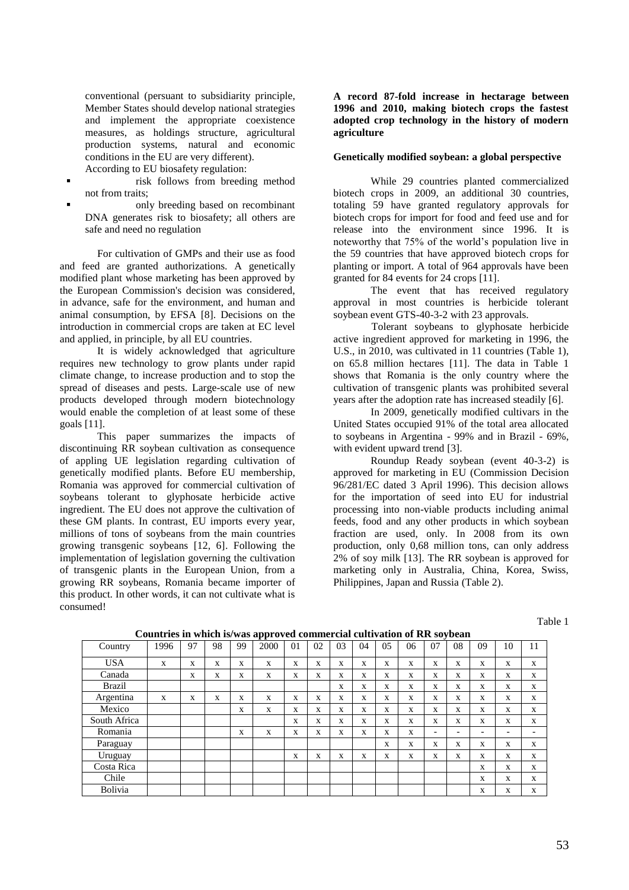conventional (persuant to subsidiarity principle, Member States should develop national strategies and implement the appropriate coexistence measures, as holdings structure, agricultural production systems, natural and economic conditions in the EU are very different).

According to EU biosafety regulation:

- risk follows from breeding method not from traits;
- only breeding based on recombinant DNA generates risk to biosafety; all others are safe and need no regulation

For cultivation of GMPs and their use as food and feed are granted authorizations. A genetically modified plant whose marketing has been approved by the European Commission's decision was considered, in advance, safe for the environment, and human and animal consumption, by EFSA [8]. Decisions on the introduction in commercial crops are taken at EC level and applied, in principle, by all EU countries.

It is widely acknowledged that agriculture requires new technology to grow plants under rapid climate change, to increase production and to stop the spread of diseases and pests. Large-scale use of new products developed through modern biotechnology would enable the completion of at least some of these goals [11].

This paper summarizes the impacts of discontinuing RR soybean cultivation as consequence of appling UE legislation regarding cultivation of genetically modified plants. Before EU membership, Romania was approved for commercial cultivation of soybeans tolerant to glyphosate herbicide active ingredient. The EU does not approve the cultivation of these GM plants. In contrast, EU imports every year, millions of tons of soybeans from the main countries growing transgenic soybeans [12, 6]. Following the implementation of legislation governing the cultivation of transgenic plants in the European Union, from a growing RR soybeans, Romania became importer of this product. In other words, it can not cultivate what is consumed!

**A record 87-fold increase in hectarage between 1996 and 2010, making biotech crops the fastest adopted crop technology in the history of modern agriculture**

**Genetically modified soybean: a global perspective**

While 29 countries planted commercialized biotech crops in 2009, an additional 30 countries, totaling 59 have granted regulatory approvals for biotech crops for import for food and feed use and for release into the environment since 1996. It is noteworthy that 75% of the world's population live in the 59 countries that have approved biotech crops for planting or import. A total of 964 approvals have been granted for 84 events for 24 crops [11].

The event that has received regulatory approval in most countries is herbicide tolerant soybean event GTS-40-3-2 with 23 approvals.

Tolerant soybeans to glyphosate herbicide active ingredient approved for marketing in 1996, the U.S., in 2010, was cultivated in 11 countries (Table 1), on 65.8 million hectares [11]. The data in Table 1 shows that Romania is the only country where the cultivation of transgenic plants was prohibited several years after the adoption rate has increased steadily [6].

In 2009, genetically modified cultivars in the United States occupied 91% of the total area allocated to soybeans in Argentina - 99% and in Brazil - 69%, with evident upward trend [3].

Roundup Ready soybean (event 40-3-2) is approved for marketing in EU (Commission Decision 96/281/EC dated 3 April 1996). This decision allows for the importation of seed into EU for industrial processing into non-viable products including animal feeds, food and any other products in which soybean fraction are used, only. In 2008 from its own production, only 0,68 million tons, can only address 2% of soy milk [13]. The RR soybean is approved for marketing only in Australia, China, Korea, Swiss, Philippines, Japan and Russia (Table 2).

Table 1

**Countries in which is/was approved commercial cultivation of RR soybean**

| Country | 1996 | 97 | 98 | 99 | 2000 | 01 | 02 | 03 | 04 | 05 | 06 | 07 | 08 | 09 | 10 | 11 |
|---|---|---|---|---|---|---|---|---|---|---|---|---|---|---|---|---|
| USA | x | x | x | x | x | x | x | x | x | x | x | x | x | x | x | x |
| Canada | | x | x | x | x | x | x | x | x | x | x | x | x | x | x | x |
| Brazil | | | | | | | | x | x | x | x | x | x | x | x | x |
| Argentina | x | x | x | x | x | x | x | x | x | x | x | x | x | x | x | x |
| Mexico | | | | x | x | x | x | x | x | x | x | x | x | x | x | x |
| South Africa | | | | | | x | x | x | x | x | x | x | x | x | x | x |
| Romania | | | | x | x | x | x | x | x | x | x | - | - | - | - | - |
| Paraguay | | | | | | | | | | x | x | x | x | x | x | x |
| Uruguay | | | | | | x | x | x | x | x | x | x | x | x | x | x |
| Costa Rica | | | | | | | | | | | | | | x | x | x |
| Chile | | | | | | | | | | | | | | x | x | x |
| Bolivia | | | | | | | | | | | | | | x | x | x |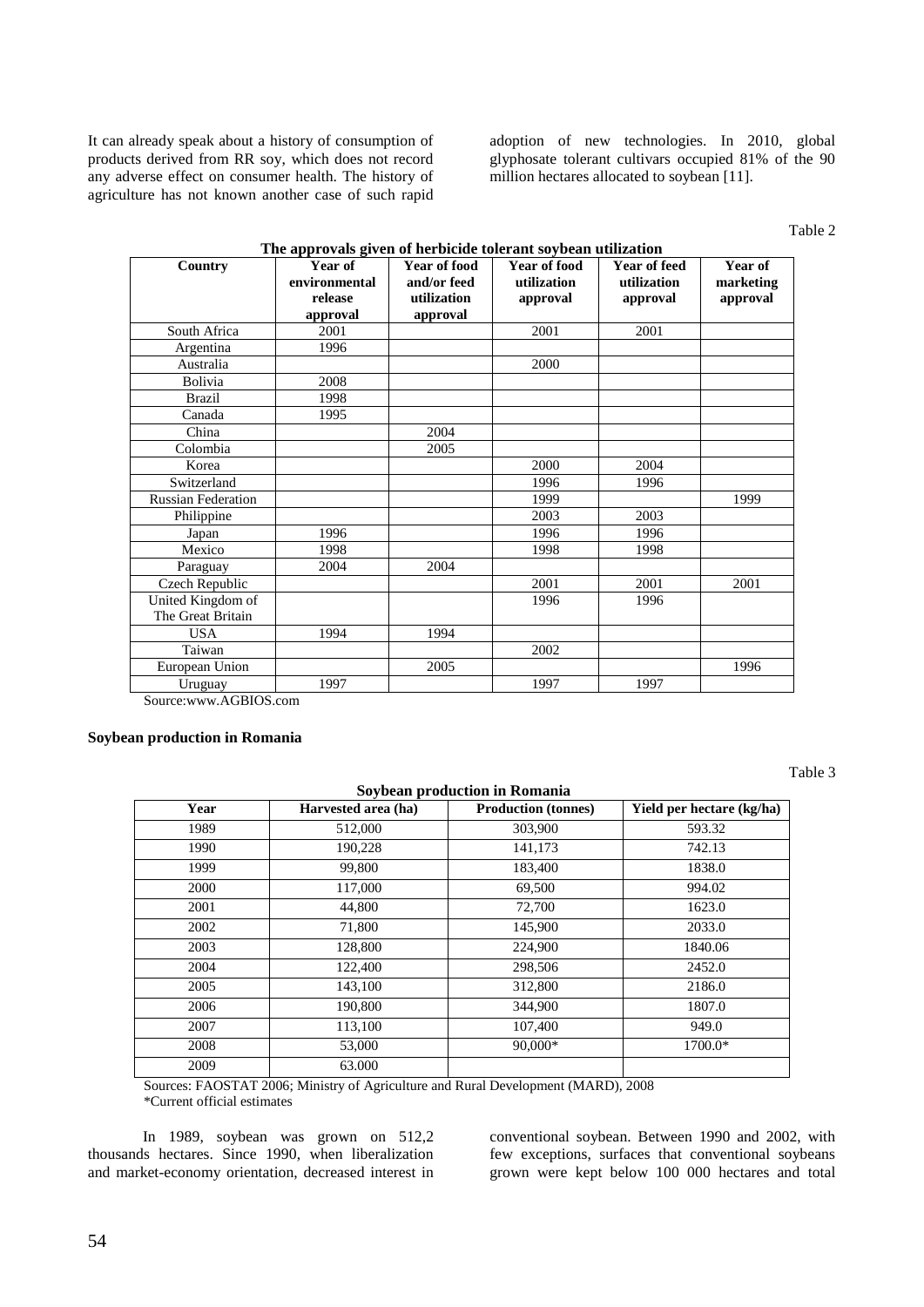It can already speak about a history of consumption of products derived from RR soy, which does not record any adverse effect on consumer health. The history of agriculture has not known another case of such rapid adoption of new technologies. In 2010, global glyphosate tolerant cultivars occupied 81% of the 90 million hectares allocated to soybean [11].

Table 2

**The approvals given of herbicide tolerant soybean utilization**

| Country | Year of environmental release approval | Year of food and/or feed utilization approval | Year of food utilization approval | Year of feed utilization approval | Year of marketing approval |
|---|---|---|---|---|---|
| South Africa | 2001 | | 2001 | 2001 | |
| Argentina | 1996 | | | | |
| Australia | | | 2000 | | |
| Bolivia | 2008 | | | | |
| Brazil | 1998 | | | | |
| Canada | 1995 | | | | |
| China | | 2004 | | | |
| Colombia | | 2005 | | | |
| Korea | | | 2000 | 2004 | |
| Switzerland | | | 1996 | 1996 | |
| Russian Federation | | | 1999 | | 1999 |
| Philippine | | | 2003 | 2003 | |
| Japan | 1996 | | 1996 | 1996 | |
| Mexico | 1998 | | 1998 | 1998 | |
| Paraguay | 2004 | 2004 | | | |
| Czech Republic | | | 2001 | 2001 | 2001 |
| United Kingdom of The Great Britain | | | 1996 | 1996 | |
| USA | 1994 | 1994 | | | |
| Taiwan | | | 2002 | | |
| European Union | | 2005 | | | 1996 |
| Uruguay | 1997 | | 1997 | 1997 | |

Source:www.AGBIOS.com

**Soybean production in Romania**

Table 3

**Soybean production in Romania**

| Year | Harvested area (ha) | Production (tonnes) | Yield per hectare (kg/ha) |
|---|---|---|---|
| 1989 | 512,000 | 303,900 | 593.32 |
| 1990 | 190,228 | 141,173 | 742.13 |
| 1999 | 99,800 | 183,400 | 1838.0 |
| 2000 | 117,000 | 69,500 | 994.02 |
| 2001 | 44,800 | 72,700 | 1623.0 |
| 2002 | 71,800 | 145,900 | 2033.0 |
| 2003 | 128,800 | 224,900 | 1840.06 |
| 2004 | 122,400 | 298,506 | 2452.0 |
| 2005 | 143,100 | 312,800 | 2186.0 |
| 2006 | 190,800 | 344,900 | 1807.0 |
| 2007 | 113,100 | 107,400 | 949.0 |
| 2008 | 53,000 | 90,000* | 1700.0* |
| 2009 | 63.000 | | |

Sources: FAOSTAT 2006; Ministry of Agriculture and Rural Development (MARD), 2008
*Current official estimates

In 1989, soybean was grown on 512,2 thousands hectares. Since 1990, when liberalization and market-economy orientation, decreased interest in conventional soybean. Between 1990 and 2002, with few exceptions, surfaces that conventional soybeans grown were kept below 100 000 hectares and total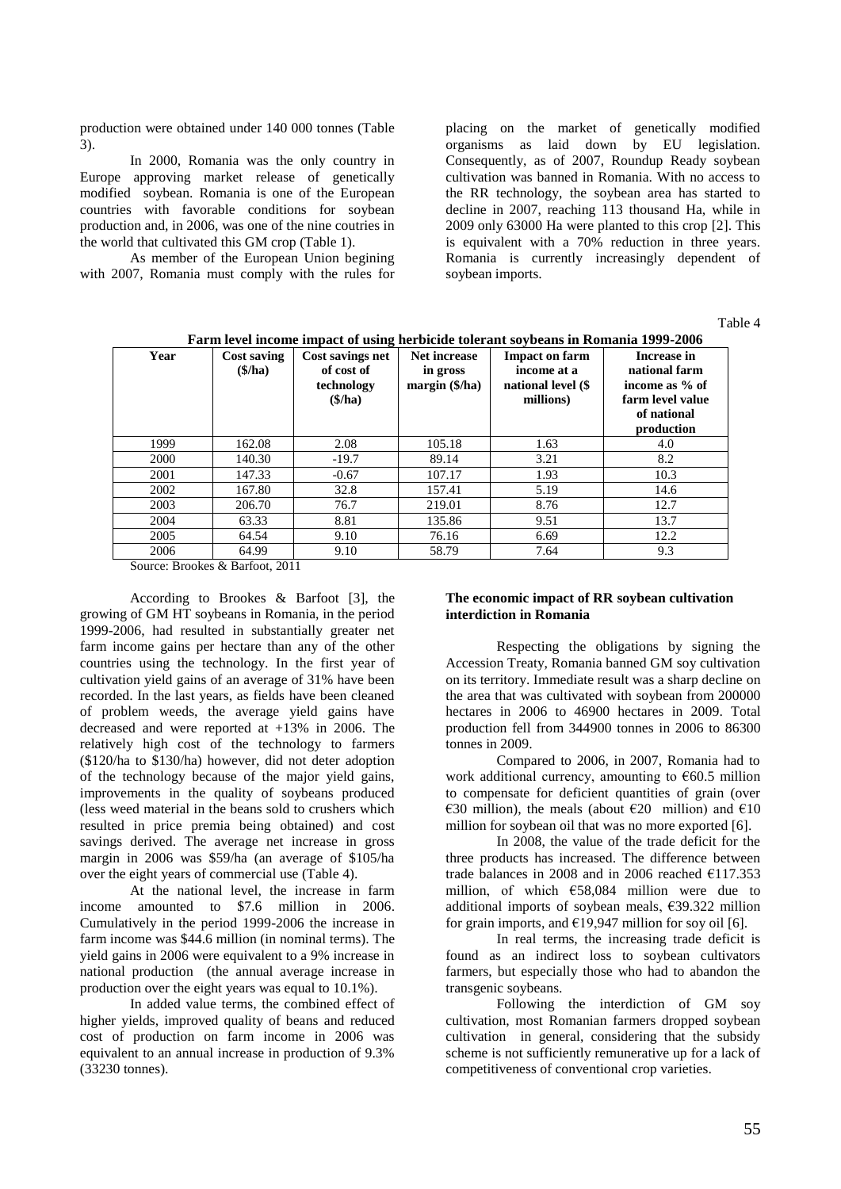production were obtained under 140 000 tonnes (Table 3).

In 2000, Romania was the only country in Europe approving market release of genetically modified soybean. Romania is one of the European countries with favorable conditions for soybean production and, in 2006, was one of the nine coutries in the world that cultivated this GM crop (Table 1).

As member of the European Union begining with 2007, Romania must comply with the rules for placing on the market of genetically modified organisms as laid down by EU legislation. Consequently, as of 2007, Roundup Ready soybean cultivation was banned in Romania. With no access to the RR technology, the soybean area has started to decline in 2007, reaching 113 thousand Ha, while in 2009 only 63000 Ha were planted to this crop [2]. This is equivalent with a 70% reduction in three years. Romania is currently increasingly dependent of soybean imports.

Table 4

**Farm level income impact of using herbicide tolerant soybeans in Romania 1999-2006**

| Year | Cost saving ($/ha) | Cost savings net of cost of technology ($/ha) | Net increase in gross margin ($/ha) | Impact on farm income at a national level ($ millions) | Increase in national farm income as % of farm level value of national production |
|---|---|---|---|---|---|
| 1999 | 162.08 | 2.08 | 105.18 | 1.63 | 4.0 |
| 2000 | 140.30 | -19.7 | 89.14 | 3.21 | 8.2 |
| 2001 | 147.33 | -0.67 | 107.17 | 1.93 | 10.3 |
| 2002 | 167.80 | 32.8 | 157.41 | 5.19 | 14.6 |
| 2003 | 206.70 | 76.7 | 219.01 | 8.76 | 12.7 |
| 2004 | 63.33 | 8.81 | 135.86 | 9.51 | 13.7 |
| 2005 | 64.54 | 9.10 | 76.16 | 6.69 | 12.2 |
| 2006 | 64.99 | 9.10 | 58.79 | 7.64 | 9.3 |

Source: Brookes & Barfoot, 2011

According to Brookes & Barfoot [3], the growing of GM HT soybeans in Romania, in the period 1999-2006, had resulted in substantially greater net farm income gains per hectare than any of the other countries using the technology. In the first year of cultivation yield gains of an average of 31% have been recorded. In the last years, as fields have been cleaned of problem weeds, the average yield gains have decreased and were reported at +13% in 2006. The relatively high cost of the technology to farmers ($120/ha to $130/ha) however, did not deter adoption of the technology because of the major yield gains, improvements in the quality of soybeans produced (less weed material in the beans sold to crushers which resulted in price premia being obtained) and cost savings derived. The average net increase in gross margin in 2006 was $59/ha (an average of $105/ha over the eight years of commercial use (Table 4).

At the national level, the increase in farm income amounted to $7.6 million in 2006. Cumulatively in the period 1999-2006 the increase in farm income was $44.6 million (in nominal terms). The yield gains in 2006 were equivalent to a 9% increase in national production (the annual average increase in production over the eight years was equal to 10.1%).

In added value terms, the combined effect of higher yields, improved quality of beans and reduced cost of production on farm income in 2006 was equivalent to an annual increase in production of 9.3% (33230 tonnes).

**The economic impact of RR soybean cultivation interdiction in Romania**

Respecting the obligations by signing the Accession Treaty, Romania banned GM soy cultivation on its territory. Immediate result was a sharp decline on the area that was cultivated with soybean from 200000 hectares in 2006 to 46900 hectares in 2009. Total production fell from 344900 tonnes in 2006 to 86300 tonnes in 2009.

Compared to 2006, in 2007, Romania had to work additional currency, amounting to €60.5 million to compensate for deficient quantities of grain (over €30 million), the meals (about €20 million) and €10 million for soybean oil that was no more exported [6].

In 2008, the value of the trade deficit for the three products has increased. The difference between trade balances in 2008 and in 2006 reached €117.353 million, of which €58,084 million were due to additional imports of soybean meals, €39.322 million for grain imports, and €19,947 million for soy oil [6].

In real terms, the increasing trade deficit is found as an indirect loss to soybean cultivators farmers, but especially those who had to abandon the transgenic soybeans.

Following the interdiction of GM soy cultivation, most Romanian farmers dropped soybean cultivation in general, considering that the subsidy scheme is not sufficiently remunerative up for a lack of competitiveness of conventional crop varieties.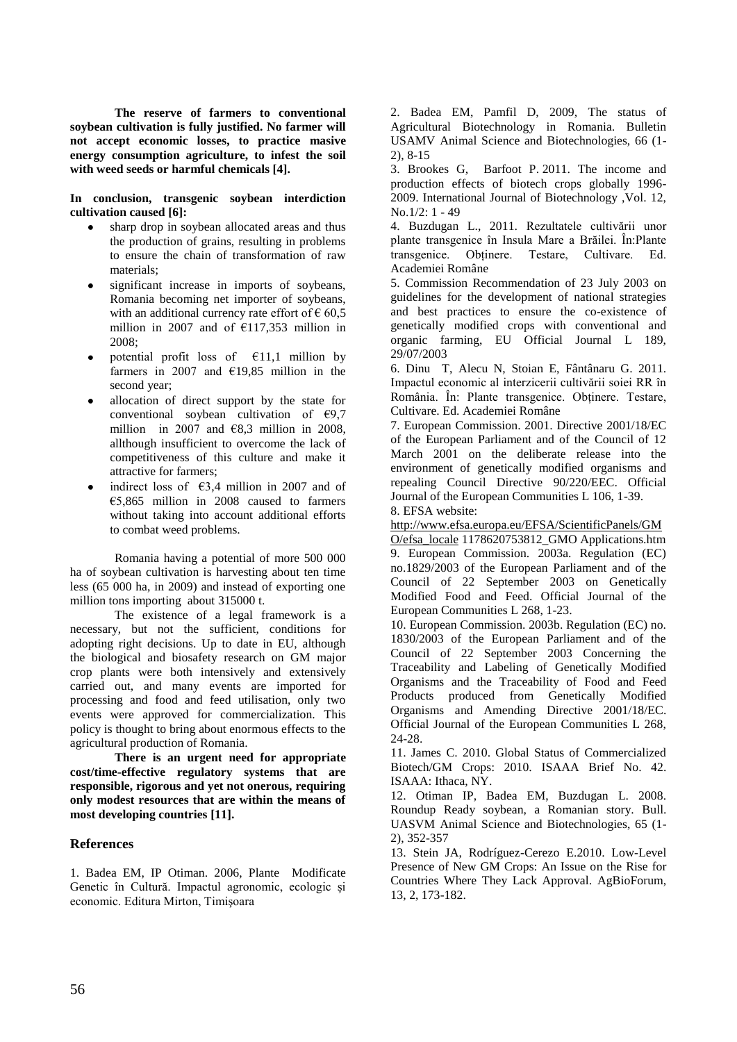**The reserve of farmers to conventional soybean cultivation is fully justified. No farmer will not accept economic losses, to practice masive energy consumption agriculture, to infest the soil with weed seeds or harmful chemicals [4].**

**In conclusion, transgenic soybean interdiction cultivation caused [6]:**

- sharp drop in soybean allocated areas and thus the production of grains, resulting in problems to ensure the chain of transformation of raw materials;
- significant increase in imports of soybeans, Romania becoming net importer of soybeans, with an additional currency rate effort of € 60,5 million in 2007 and of €117,353 million in 2008;
- potential profit loss of €11,1 million by farmers in 2007 and €19,85 million in the second year;
- allocation of direct support by the state for conventional soybean cultivation of €9,7 million in 2007 and €8,3 million in 2008, allthough insufficient to overcome the lack of competitiveness of this culture and make it attractive for farmers;
- indirect loss of €3,4 million in 2007 and of €5,865 million in 2008 caused to farmers without taking into account additional efforts to combat weed problems.

Romania having a potential of more 500 000 ha of soybean cultivation is harvesting about ten time less (65 000 ha, in 2009) and instead of exporting one million tons importing about 315000 t.

The existence of a legal framework is a necessary, but not the sufficient, conditions for adopting right decisions. Up to date in EU, although the biological and biosafety research on GM major crop plants were both intensively and extensively carried out, and many events are imported for processing and food and feed utilisation, only two events were approved for commercialization. This policy is thought to bring about enormous effects to the agricultural production of Romania.

**There is an urgent need for appropriate cost/time-effective regulatory systems that are responsible, rigorous and yet not onerous, requiring only modest resources that are within the means of most developing countries [11].**

## References

1. Badea EM, IP Otiman. 2006, Plante Modificate Genetic în Cultură. Impactul agronomic, ecologic şi economic. Editura Mirton, Timişoara

2. Badea EM, Pamfil D, 2009, The status of Agricultural Biotechnology in Romania. Bulletin USAMV Animal Science and Biotechnologies, 66 (1-2), 8-15

3. Brookes G, Barfoot P. 2011. The income and production effects of biotech crops globally 1996-2009. International Journal of Biotechnology ,Vol. 12, No.1/2: 1 - 49

4. Buzdugan L., 2011. Rezultatele cultivării unor plante transgenice în Insula Mare a Brăilei. În:Plante transgenice. Obținere. Testare, Cultivare. Ed. Academiei Române

5. Commission Recommendation of 23 July 2003 on guidelines for the development of national strategies and best practices to ensure the co-existence of genetically modified crops with conventional and organic farming, EU Official Journal L 189, 29/07/2003

6. Dinu T, Alecu N, Stoian E, Fântânaru G. 2011. Impactul economic al interzicerii cultivării soiei RR în România. În: Plante transgenice. Obținere. Testare, Cultivare. Ed. Academiei Române

7. European Commission. 2001. Directive 2001/18/EC of the European Parliament and of the Council of 12 March 2001 on the deliberate release into the environment of genetically modified organisms and repealing Council Directive 90/220/EEC. Official Journal of the European Communities L 106, 1-39.

8. EFSA website: http://www.efsa.europa.eu/EFSA/ScientificPanels/GMO/efsa_locale 1178620753812_GMO Applications.htm

9. European Commission. 2003a. Regulation (EC) no.1829/2003 of the European Parliament and of the Council of 22 September 2003 on Genetically Modified Food and Feed. Official Journal of the European Communities L 268, 1-23.

10. European Commission. 2003b. Regulation (EC) no. 1830/2003 of the European Parliament and of the Council of 22 September 2003 Concerning the Traceability and Labeling of Genetically Modified Organisms and the Traceability of Food and Feed Products produced from Genetically Modified Organisms and Amending Directive 2001/18/EC. Official Journal of the European Communities L 268, 24-28.

11. James C. 2010. Global Status of Commercialized Biotech/GM Crops: 2010. ISAAA Brief No. 42. ISAAA: Ithaca, NY.

12. Otiman IP, Badea EM, Buzdugan L. 2008. Roundup Ready soybean, a Romanian story. Bull. UASVM Animal Science and Biotechnologies, 65 (1-2), 352-357

13. Stein JA, Rodríguez-Cerezo E.2010. Low-Level Presence of New GM Crops: An Issue on the Rise for Countries Where They Lack Approval. AgBioForum, 13, 2, 173-182.